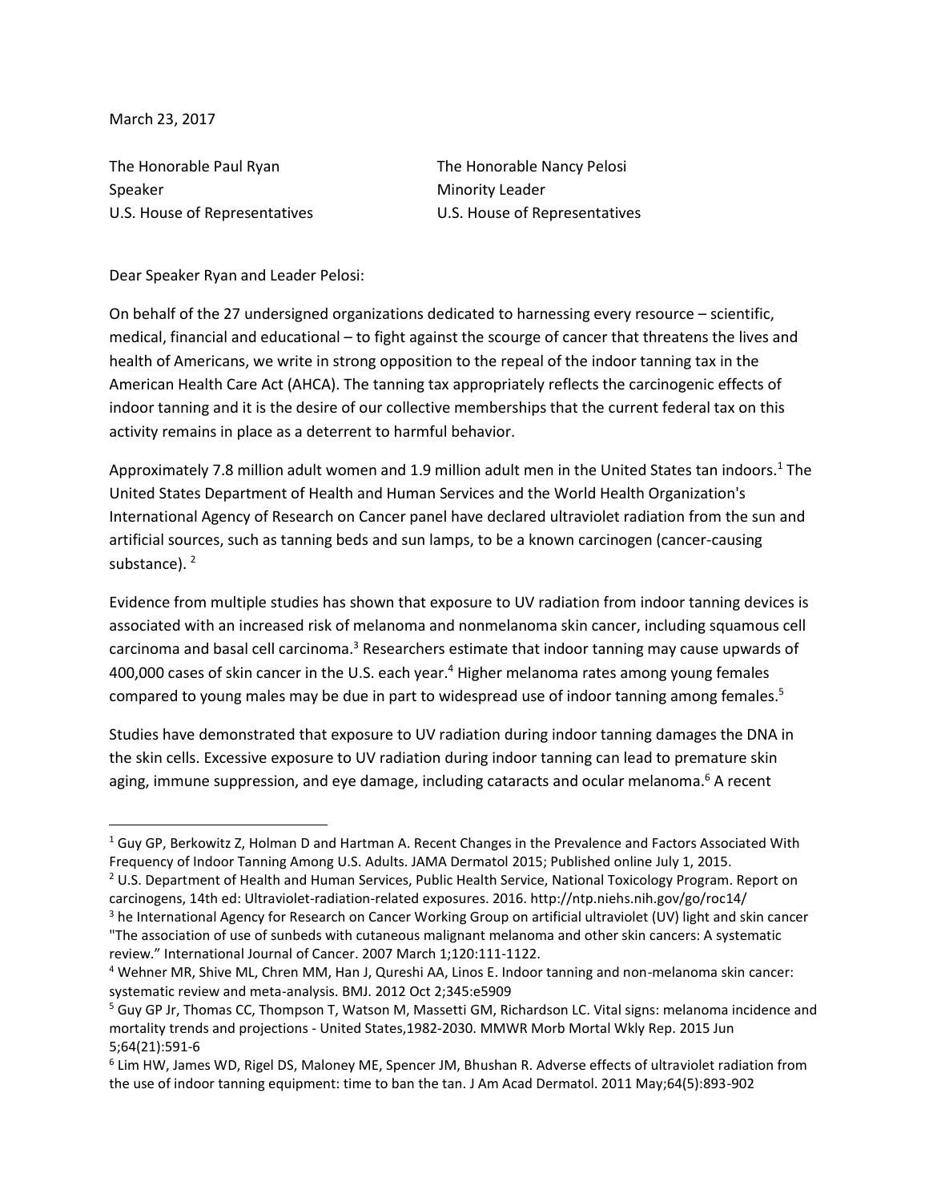March 23, 2017

The Honorable Paul Ryan
Speaker
U.S. House of Representatives

The Honorable Nancy Pelosi
Minority Leader
U.S. House of Representatives

Dear Speaker Ryan and Leader Pelosi:

On behalf of the 27 undersigned organizations dedicated to harnessing every resource – scientific, medical, financial and educational – to fight against the scourge of cancer that threatens the lives and health of Americans, we write in strong opposition to the repeal of the indoor tanning tax in the American Health Care Act (AHCA). The tanning tax appropriately reflects the carcinogenic effects of indoor tanning and it is the desire of our collective memberships that the current federal tax on this activity remains in place as a deterrent to harmful behavior.

Approximately 7.8 million adult women and 1.9 million adult men in the United States tan indoors.[1] The United States Department of Health and Human Services and the World Health Organization's International Agency of Research on Cancer panel have declared ultraviolet radiation from the sun and artificial sources, such as tanning beds and sun lamps, to be a known carcinogen (cancer-causing substance). [2]

Evidence from multiple studies has shown that exposure to UV radiation from indoor tanning devices is associated with an increased risk of melanoma and nonmelanoma skin cancer, including squamous cell carcinoma and basal cell carcinoma.[3] Researchers estimate that indoor tanning may cause upwards of 400,000 cases of skin cancer in the U.S. each year.[4] Higher melanoma rates among young females compared to young males may be due in part to widespread use of indoor tanning among females.[5]

Studies have demonstrated that exposure to UV radiation during indoor tanning damages the DNA in the skin cells. Excessive exposure to UV radiation during indoor tanning can lead to premature skin aging, immune suppression, and eye damage, including cataracts and ocular melanoma.[6] A recent

---

[1] Guy GP, Berkowitz Z, Holman D and Hartman A. Recent Changes in the Prevalence and Factors Associated With Frequency of Indoor Tanning Among U.S. Adults. JAMA Dermatol 2015; Published online July 1, 2015.

[2] U.S. Department of Health and Human Services, Public Health Service, National Toxicology Program. Report on carcinogens, 14th ed: Ultraviolet-radiation-related exposures. 2016. http://ntp.niehs.nih.gov/go/roc14/

[3] he International Agency for Research on Cancer Working Group on artificial ultraviolet (UV) light and skin cancer "The association of use of sunbeds with cutaneous malignant melanoma and other skin cancers: A systematic review." International Journal of Cancer. 2007 March 1;120:111-1122.

[4] Wehner MR, Shive ML, Chren MM, Han J, Qureshi AA, Linos E. Indoor tanning and non-melanoma skin cancer: systematic review and meta-analysis. BMJ. 2012 Oct 2;345:e5909

[5] Guy GP Jr, Thomas CC, Thompson T, Watson M, Massetti GM, Richardson LC. Vital signs: melanoma incidence and mortality trends and projections - United States,1982-2030. MMWR Morb Mortal Wkly Rep. 2015 Jun 5;64(21):591-6

[6] Lim HW, James WD, Rigel DS, Maloney ME, Spencer JM, Bhushan R. Adverse effects of ultraviolet radiation from the use of indoor tanning equipment: time to ban the tan. J Am Acad Dermatol. 2011 May;64(5):893-902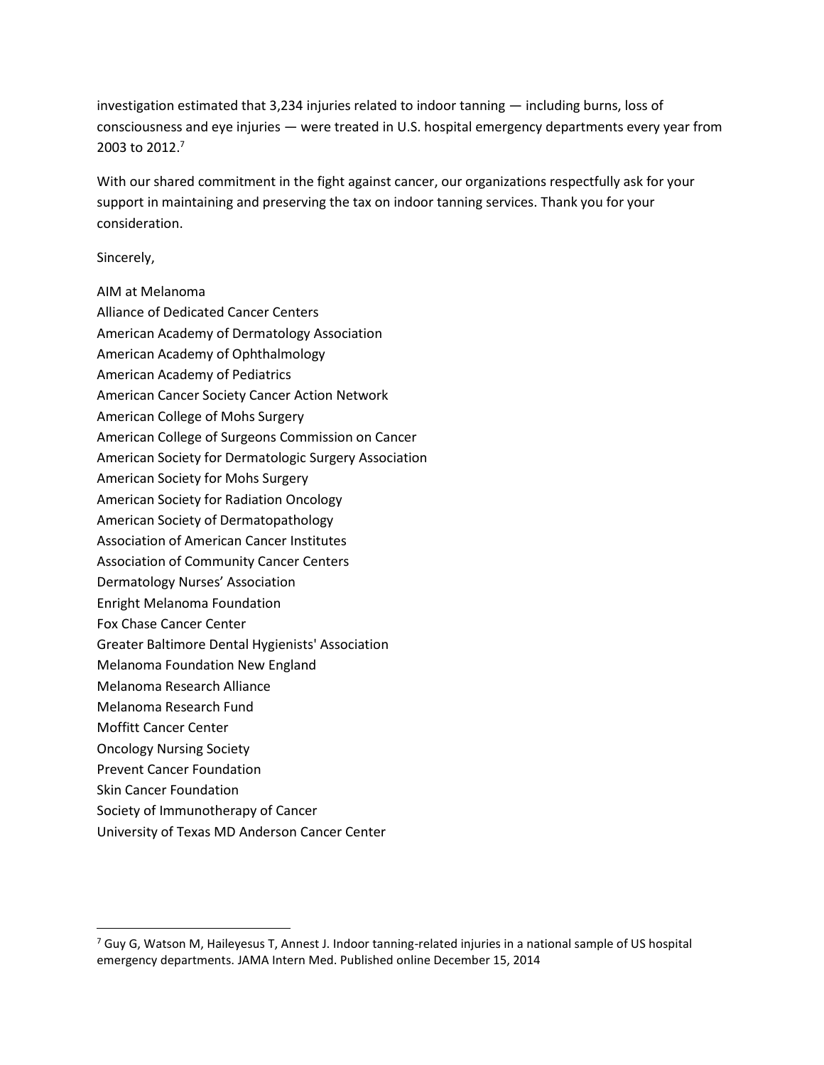investigation estimated that 3,234 injuries related to indoor tanning — including burns, loss of consciousness and eye injuries — were treated in U.S. hospital emergency departments every year from 2003 to 2012.[7]

With our shared commitment in the fight against cancer, our organizations respectfully ask for your support in maintaining and preserving the tax on indoor tanning services. Thank you for your consideration.

Sincerely,

AIM at Melanoma
Alliance of Dedicated Cancer Centers
American Academy of Dermatology Association
American Academy of Ophthalmology
American Academy of Pediatrics
American Cancer Society Cancer Action Network
American College of Mohs Surgery
American College of Surgeons Commission on Cancer
American Society for Dermatologic Surgery Association
American Society for Mohs Surgery
American Society for Radiation Oncology
American Society of Dermatopathology
Association of American Cancer Institutes
Association of Community Cancer Centers
Dermatology Nurses' Association
Enright Melanoma Foundation
Fox Chase Cancer Center
Greater Baltimore Dental Hygienists' Association
Melanoma Foundation New England
Melanoma Research Alliance
Melanoma Research Fund
Moffitt Cancer Center
Oncology Nursing Society
Prevent Cancer Foundation
Skin Cancer Foundation
Society of Immunotherapy of Cancer
University of Texas MD Anderson Cancer Center

---

[7] Guy G, Watson M, Haileyesus T, Annest J. Indoor tanning-related injuries in a national sample of US hospital emergency departments. JAMA Intern Med. Published online December 15, 2014